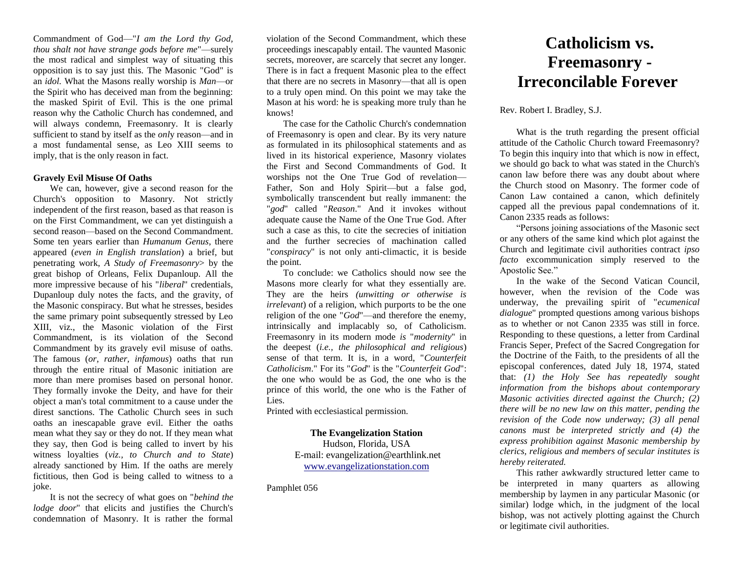Commandment of God—"*I am the Lord thy God, thou shalt not have strange gods before me*"—surely the most radical and simplest way of situating this opposition is to say just this. The Masonic "God" is an *idol.* What the Masons really worship is *Man*—or the Spirit who has deceived man from the beginning: the masked Spirit of Evil. This is the one primal reason why the Catholic Church has condemned, and will always condemn, Freemasonry. It is clearly sufficient to stand by itself as the *onl*y reason—and in a most fundamental sense, as Leo XIII seems to imply, that is the only reason in fact.

**Gravely Evil Misuse Of Oaths**

We can, however, give a second reason for the Church's opposition to Masonry. Not strictly independent of the first reason, based as that reason is on the First Commandment, we can yet distinguish a second reason—based on the Second Commandment. Some ten years earlier than *Humanum Genus*, there appeared (*even in English translation*) a brief, but penetrating work, *A Study of Freemasonry*> by the great bishop of Orleans, Felix Dupanloup. All the more impressive because of his "*liberal*" credentials, Dupanloup duly notes the facts, and the gravity, of the Masonic conspiracy. But what he stresses, besides the same primary point subsequently stressed by Leo XIII, viz., the Masonic violation of the First Commandment, is its violation of the Second Commandment by its gravely evil misuse of oaths. The famous (*or, rather, infamous*) oaths that run through the entire ritual of Masonic initiation are more than mere promises based on personal honor. They formally invoke the Deity, and have for their object a man's total commitment to a cause under the direst sanctions. The Catholic Church sees in such oaths an inescapable grave evil. Either the oaths mean what they say or they do not. If they mean what they say, then God is being called to invert by his witness loyalties (*viz., to Church and to State*) already sanctioned by Him. If the oaths are merely fictitious, then God is being called to witness to a joke.

It is not the secrecy of what goes on "*behind the lodge door*" that elicits and justifies the Church's condemnation of Masonry. It is rather the formal violation of the Second Commandment, which these proceedings inescapably entail. The vaunted Masonic secrets, moreover, are scarcely that secret any longer. There is in fact a frequent Masonic plea to the effect that there are no secrets in Masonry—that all is open to a truly open mind. On this point we may take the Mason at his word: he is speaking more truly than he knows!

The case for the Catholic Church's condemnation of Freemasonry is open and clear. By its very nature as formulated in its philosophical statements and as lived in its historical experience, Masonry violates the First and Second Commandments of God. It worships not the One True God of revelation—Father, Son and Holy Spirit—but a false god, symbolically transcendent but really immanent: the "*god*" called "*Reason*." And it invokes without adequate cause the Name of the One True God. After such a case as this, to cite the secrecies of initiation and the further secrecies of machination called "*conspiracy*" is not only anti-climactic, it is beside the point.

To conclude: we Catholics should now see the Masons more clearly for what they essentially are. They are the heirs *(unwitting or otherwise is irrelevant*) of a religion, which purports to be the one religion of the one "*God*"—and therefore the enemy, intrinsically and implacably so, of Catholicism. Freemasonry in its modern mode *is* "*modernity*" in the deepest (*i.e., the philosophical and religious*) sense of that term. It is, in a word, "*Counterfeit Catholicism*." For its "*God*" is the "*Counterfeit God*": the one who would be as God, the one who is the prince of this world, the one who is the Father of Lies.

Printed with ecclesiastical permission.

**The Evangelization Station**
Hudson, Florida, USA
E-mail: evangelization@earthlink.net
www.evangelizationstation.com

Pamphlet 056

# Catholicism vs. Freemasonry - Irreconcilable Forever

Rev. Robert I. Bradley, S.J.

What is the truth regarding the present official attitude of the Catholic Church toward Freemasonry? To begin this inquiry into that which is now in effect, we should go back to what was stated in the Church's canon law before there was any doubt about where the Church stood on Masonry. The former code of Canon Law contained a canon, which definitely capped all the previous papal condemnations of it. Canon 2335 reads as follows:

"Persons joining associations of the Masonic sect or any others of the same kind which plot against the Church and legitimate civil authorities contract *ipso facto* excommunication simply reserved to the Apostolic See."

In the wake of the Second Vatican Council, however, when the revision of the Code was underway, the prevailing spirit of "*ecumenical dialogue*" prompted questions among various bishops as to whether or not Canon 2335 was still in force. Responding to these questions, a letter from Cardinal Francis Seper, Prefect of the Sacred Congregation for the Doctrine of the Faith, to the presidents of all the episcopal conferences, dated July 18, 1974, stated that: *(1) the Holy See has repeatedly sought information from the bishops about contemporary Masonic activities directed against the Church; (2) there will be no new law on this matter, pending the revision of the Code now underway; (3) all penal canons must be interpreted strictly and (4) the express prohibition against Masonic membership by clerics, religious and members of secular institutes is hereby reiterated.*

This rather awkwardly structured letter came to be interpreted in many quarters as allowing membership by laymen in any particular Masonic (or similar) lodge which, in the judgment of the local bishop, was not actively plotting against the Church or legitimate civil authorities.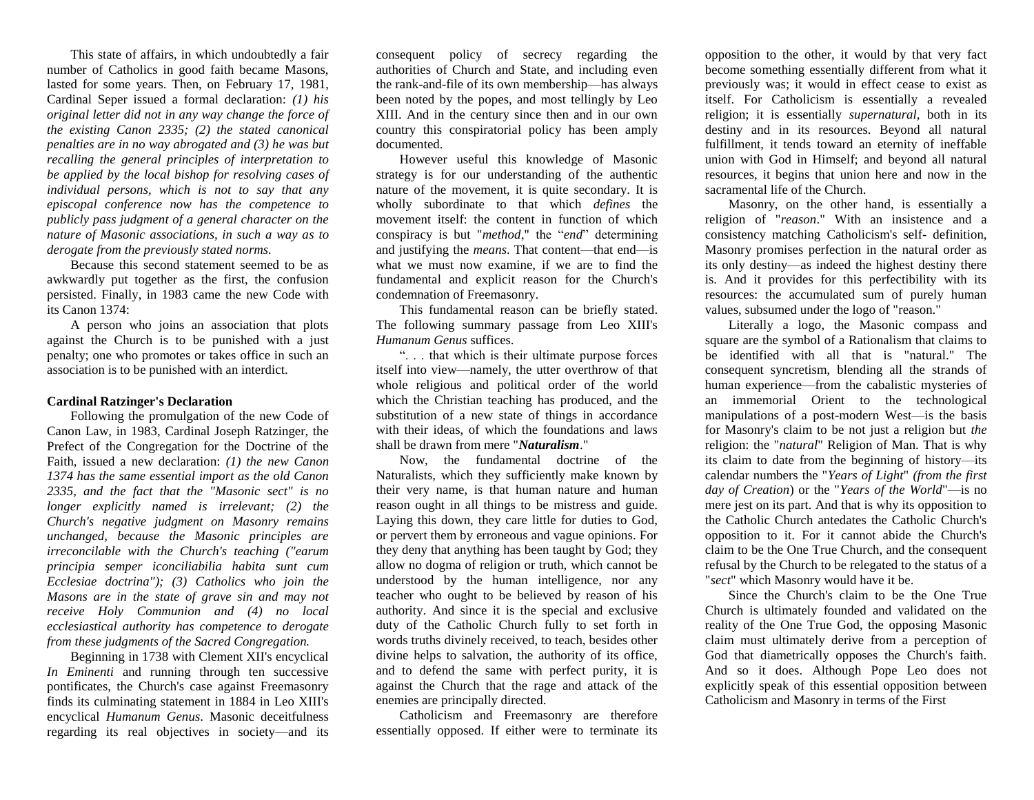This state of affairs, in which undoubtedly a fair number of Catholics in good faith became Masons, lasted for some years. Then, on February 17, 1981, Cardinal Seper issued a formal declaration: *(1) his original letter did not in any way change the force of the existing Canon 2335; (2) the stated canonical penalties are in no way abrogated and (3) he was but recalling the general principles of interpretation to be applied by the local bishop for resolving cases of individual persons, which is not to say that any episcopal conference now has the competence to publicly pass judgment of a general character on the nature of Masonic associations, in such a way as to derogate from the previously stated norms.*

Because this second statement seemed to be as awkwardly put together as the first, the confusion persisted. Finally, in 1983 came the new Code with its Canon 1374:

A person who joins an association that plots against the Church is to be punished with a just penalty; one who promotes or takes office in such an association is to be punished with an interdict.

### Cardinal Ratzinger's Declaration

Following the promulgation of the new Code of Canon Law, in 1983, Cardinal Joseph Ratzinger, the Prefect of the Congregation for the Doctrine of the Faith, issued a new declaration: *(1) the new Canon 1374 has the same essential import as the old Canon 2335, and the fact that the "Masonic sect" is no longer explicitly named is irrelevant; (2) the Church's negative judgment on Masonry remains unchanged, because the Masonic principles are irreconcilable with the Church's teaching ("earum principia semper iconciliabilia habita sunt cum Ecclesiae doctrina"); (3) Catholics who join the Masons are in the state of grave sin and may not receive Holy Communion and (4) no local ecclesiastical authority has competence to derogate from these judgments of the Sacred Congregation.*

Beginning in 1738 with Clement XII's encyclical *In Eminenti* and running through ten successive pontificates, the Church's case against Freemasonry finds its culminating statement in 1884 in Leo XIII's encyclical *Humanum Genus*. Masonic deceitfulness regarding its real objectives in society—and its consequent policy of secrecy regarding the authorities of Church and State, and including even the rank-and-file of its own membership—has always been noted by the popes, and most tellingly by Leo XIII. And in the century since then and in our own country this conspiratorial policy has been amply documented.

However useful this knowledge of Masonic strategy is for our understanding of the authentic nature of the movement, it is quite secondary. It is wholly subordinate to that which *defines* the movement itself: the content in function of which conspiracy is but "*method*," the "*end*" determining and justifying the *means*. That content—that end—is what we must now examine, if we are to find the fundamental and explicit reason for the Church's condemnation of Freemasonry.

This fundamental reason can be briefly stated. The following summary passage from Leo XIII's *Humanum Genus* suffices.

". . . that which is their ultimate purpose forces itself into view—namely, the utter overthrow of that whole religious and political order of the world which the Christian teaching has produced, and the substitution of a new state of things in accordance with their ideas, of which the foundations and laws shall be drawn from mere "***Naturalism***."

Now, the fundamental doctrine of the Naturalists, which they sufficiently make known by their very name, is that human nature and human reason ought in all things to be mistress and guide. Laying this down, they care little for duties to God, or pervert them by erroneous and vague opinions. For they deny that anything has been taught by God; they allow no dogma of religion or truth, which cannot be understood by the human intelligence, nor any teacher who ought to be believed by reason of his authority. And since it is the special and exclusive duty of the Catholic Church fully to set forth in words truths divinely received, to teach, besides other divine helps to salvation, the authority of its office, and to defend the same with perfect purity, it is against the Church that the rage and attack of the enemies are principally directed.

Catholicism and Freemasonry are therefore essentially opposed. If either were to terminate its opposition to the other, it would by that very fact become something essentially different from what it previously was; it would in effect cease to exist as itself. For Catholicism is essentially a revealed religion; it is essentially *supernatural*, both in its destiny and in its resources. Beyond all natural fulfillment, it tends toward an eternity of ineffable union with God in Himself; and beyond all natural resources, it begins that union here and now in the sacramental life of the Church.

Masonry, on the other hand, is essentially a religion of "*reason*." With an insistence and a consistency matching Catholicism's self- definition, Masonry promises perfection in the natural order as its only destiny—as indeed the highest destiny there is. And it provides for this perfectibility with its resources: the accumulated sum of purely human values, subsumed under the logo of "reason."

Literally a logo, the Masonic compass and square are the symbol of a Rationalism that claims to be identified with all that is "natural." The consequent syncretism, blending all the strands of human experience—from the cabalistic mysteries of an immemorial Orient to the technological manipulations of a post-modern West—is the basis for Masonry's claim to be not just a religion but *the* religion: the "*natural*" Religion of Man. That is why its claim to date from the beginning of history—its calendar numbers the "*Years of Light*" *(from the first day of Creation*) or the "*Years of the World*"—is no mere jest on its part. And that is why its opposition to the Catholic Church antedates the Catholic Church's opposition to it. For it cannot abide the Church's claim to be the One True Church, and the consequent refusal by the Church to be relegated to the status of a "*sect*" which Masonry would have it be.

Since the Church's claim to be the One True Church is ultimately founded and validated on the reality of the One True God, the opposing Masonic claim must ultimately derive from a perception of God that diametrically opposes the Church's faith. And so it does. Although Pope Leo does not explicitly speak of this essential opposition between Catholicism and Masonry in terms of the First